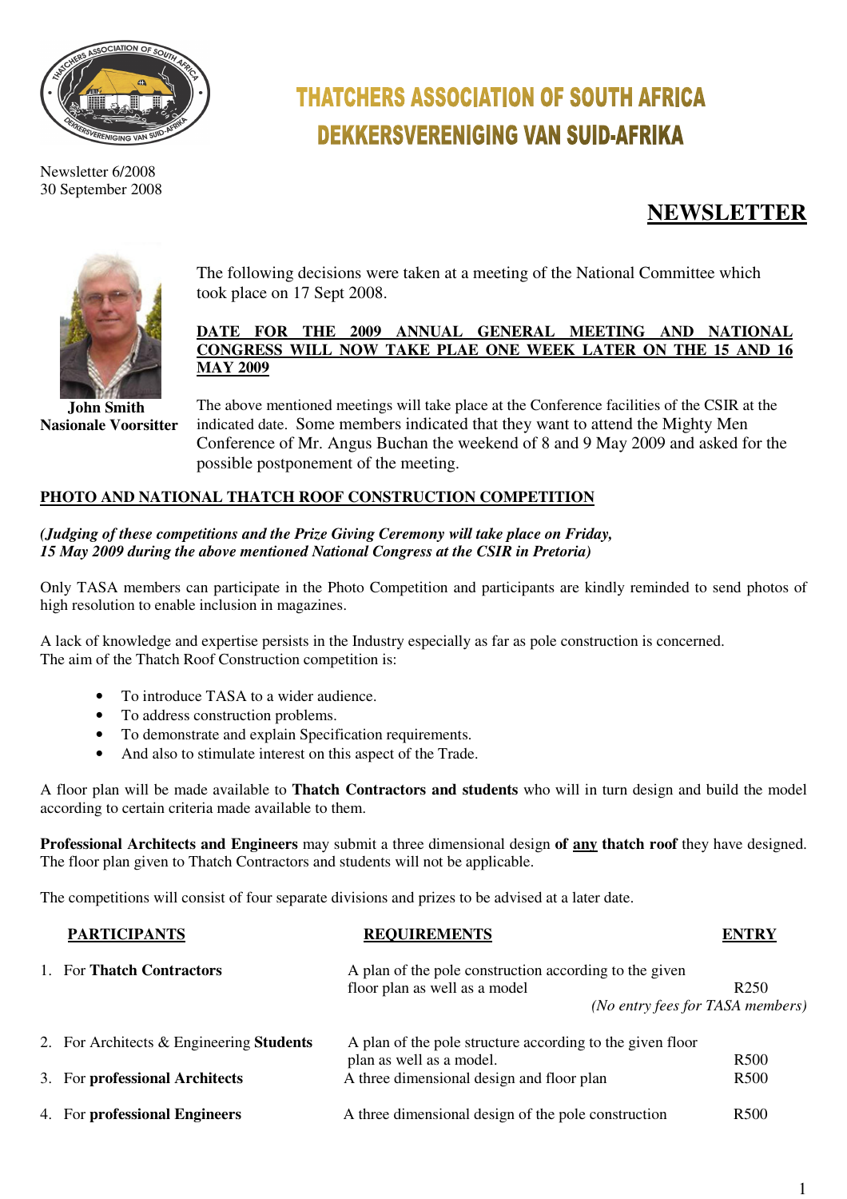# THATCHERS ASSOCIATION OF SOUTH AFRICA
# DEKKERSVERENIGING VAN SUID-AFRIKA

Newsletter 6/2008
30 September 2008

## NEWSLETTER

**John Smith**
**Nasionale Voorsitter**

The following decisions were taken at a meeting of the National Committee which took place on 17 Sept 2008.

**DATE FOR THE 2009 ANNUAL GENERAL MEETING AND NATIONAL CONGRESS WILL NOW TAKE PLAE ONE WEEK LATER ON THE 15 AND 16 MAY 2009**

The above mentioned meetings will take place at the Conference facilities of the CSIR at the indicated date. Some members indicated that they want to attend the Mighty Men Conference of Mr. Angus Buchan the weekend of 8 and 9 May 2009 and asked for the possible postponement of the meeting.

**PHOTO AND NATIONAL THATCH ROOF CONSTRUCTION COMPETITION**

***(Judging of these competitions and the Prize Giving Ceremony will take place on Friday, 15 May 2009 during the above mentioned National Congress at the CSIR in Pretoria)***

Only TASA members can participate in the Photo Competition and participants are kindly reminded to send photos of high resolution to enable inclusion in magazines.

A lack of knowledge and expertise persists in the Industry especially as far as pole construction is concerned.
The aim of the Thatch Roof Construction competition is:

- To introduce TASA to a wider audience.
- To address construction problems.
- To demonstrate and explain Specification requirements.
- And also to stimulate interest on this aspect of the Trade.

A floor plan will be made available to **Thatch Contractors and students** who will in turn design and build the model according to certain criteria made available to them.

**Professional Architects and Engineers** may submit a three dimensional design **of any thatch roof** they have designed. The floor plan given to Thatch Contractors and students will not be applicable.

The competitions will consist of four separate divisions and prizes to be advised at a later date.

| PARTICIPANTS | REQUIREMENTS | ENTRY |
|---|---|---|
| 1. For **Thatch Contractors** | A plan of the pole construction according to the given floor plan as well as a model | R250 *(No entry fees for TASA members)* |
| 2. For Architects & Engineering **Students** | A plan of the pole structure according to the given floor plan as well as a model. | R500 |
| 3. For **professional Architects** | A three dimensional design and floor plan | R500 |
| 4. For **professional Engineers** | A three dimensional design of the pole construction | R500 |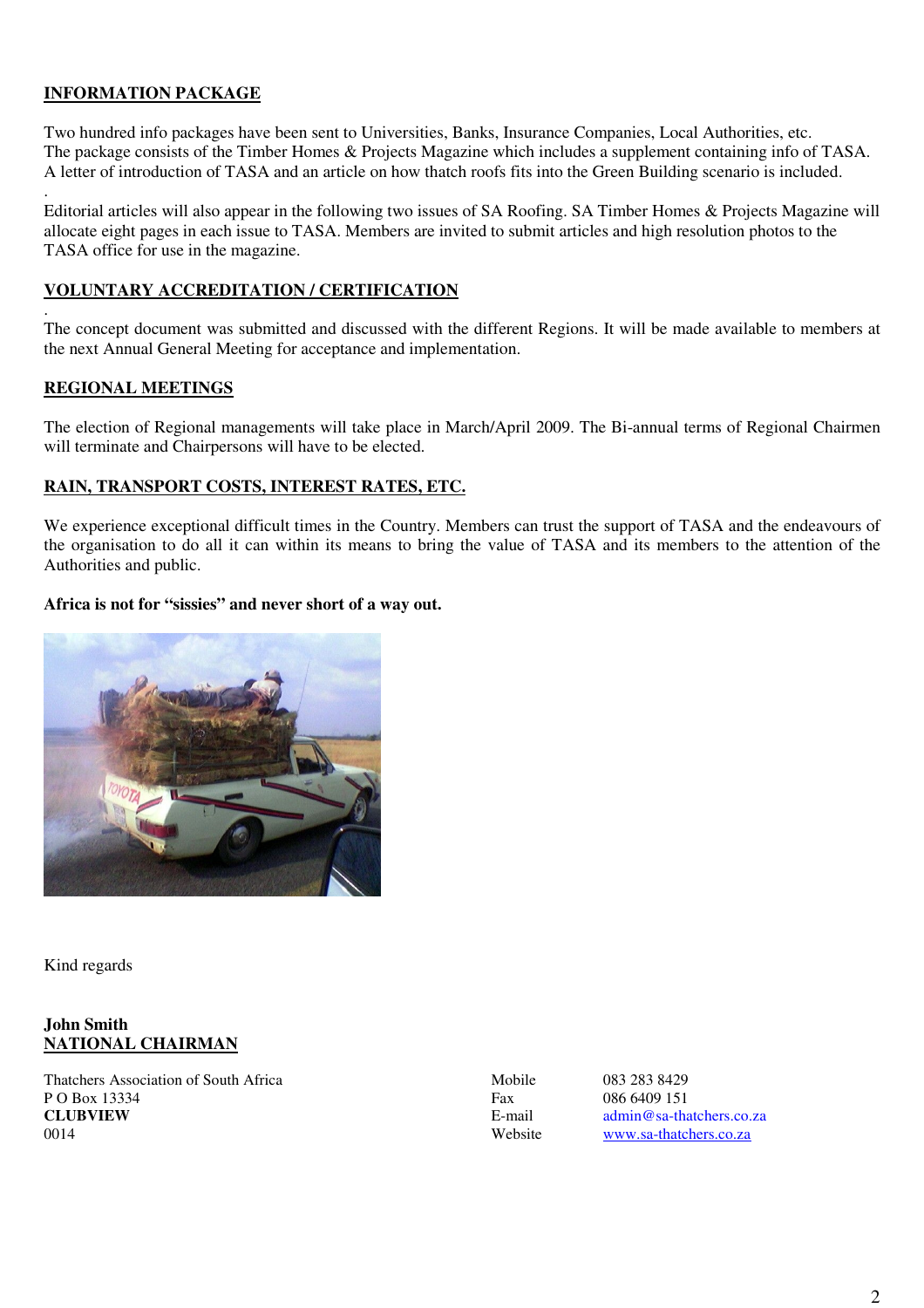## INFORMATION PACKAGE

Two hundred info packages have been sent to Universities, Banks, Insurance Companies, Local Authorities, etc. The package consists of the Timber Homes & Projects Magazine which includes a supplement containing info of TASA. A letter of introduction of TASA and an article on how thatch roofs fits into the Green Building scenario is included.

Editorial articles will also appear in the following two issues of SA Roofing. SA Timber Homes & Projects Magazine will allocate eight pages in each issue to TASA. Members are invited to submit articles and high resolution photos to the TASA office for use in the magazine.

## VOLUNTARY ACCREDITATION / CERTIFICATION

The concept document was submitted and discussed with the different Regions. It will be made available to members at the next Annual General Meeting for acceptance and implementation.

## REGIONAL MEETINGS

The election of Regional managements will take place in March/April 2009. The Bi-annual terms of Regional Chairmen will terminate and Chairpersons will have to be elected.

## RAIN, TRANSPORT COSTS, INTEREST RATES, ETC.

We experience exceptional difficult times in the Country. Members can trust the support of TASA and the endeavours of the organisation to do all it can within its means to bring the value of TASA and its members to the attention of the Authorities and public.

**Africa is not for "sissies" and never short of a way out.**

Kind regards

**John Smith**
**NATIONAL CHAIRMAN**

Thatchers Association of South Africa
P O Box 13334
**CLUBVIEW**
0014

Mobile 083 283 8429
Fax 086 6409 151
E-mail admin@sa-thatchers.co.za
Website www.sa-thatchers.co.za